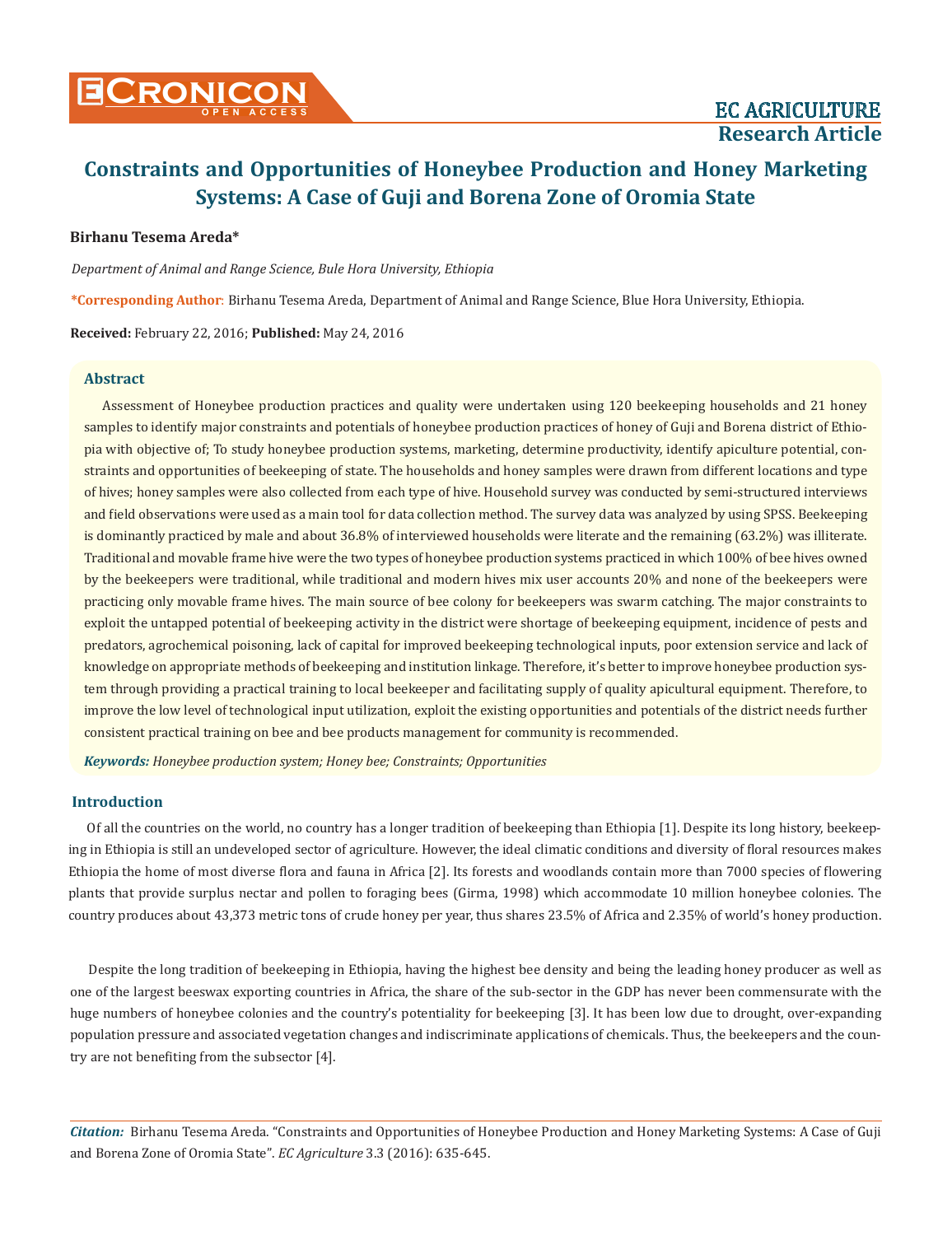# Constraints and Opportunities of Honeybee Production and Honey Marketing Systems: A Case of Guji and Borena Zone of Oromia State

**Birhanu Tesema Areda***

*Department of Animal and Range Science, Bule Hora University, Ethiopia*

**\*Corresponding Author:** Birhanu Tesema Areda, Department of Animal and Range Science, Blue Hora University, Ethiopia.

**Received:** February 22, 2016; **Published:** May 24, 2016

## Abstract

Assessment of Honeybee production practices and quality were undertaken using 120 beekeeping households and 21 honey samples to identify major constraints and potentials of honeybee production practices of honey of Guji and Borena district of Ethiopia with objective of; To study honeybee production systems, marketing, determine productivity, identify apiculture potential, constraints and opportunities of beekeeping of state. The households and honey samples were drawn from different locations and type of hives; honey samples were also collected from each type of hive. Household survey was conducted by semi-structured interviews and field observations were used as a main tool for data collection method. The survey data was analyzed by using SPSS. Beekeeping is dominantly practiced by male and about 36.8% of interviewed households were literate and the remaining (63.2%) was illiterate. Traditional and movable frame hive were the two types of honeybee production systems practiced in which 100% of bee hives owned by the beekeepers were traditional, while traditional and modern hives mix user accounts 20% and none of the beekeepers were practicing only movable frame hives. The main source of bee colony for beekeepers was swarm catching. The major constraints to exploit the untapped potential of beekeeping activity in the district were shortage of beekeeping equipment, incidence of pests and predators, agrochemical poisoning, lack of capital for improved beekeeping technological inputs, poor extension service and lack of knowledge on appropriate methods of beekeeping and institution linkage. Therefore, it's better to improve honeybee production system through providing a practical training to local beekeeper and facilitating supply of quality apicultural equipment. Therefore, to improve the low level of technological input utilization, exploit the existing opportunities and potentials of the district needs further consistent practical training on bee and bee products management for community is recommended.

***Keywords:*** *Honeybee production system; Honey bee; Constraints; Opportunities*

## Introduction

Of all the countries on the world, no country has a longer tradition of beekeeping than Ethiopia [1]. Despite its long history, beekeeping in Ethiopia is still an undeveloped sector of agriculture. However, the ideal climatic conditions and diversity of floral resources makes Ethiopia the home of most diverse flora and fauna in Africa [2]. Its forests and woodlands contain more than 7000 species of flowering plants that provide surplus nectar and pollen to foraging bees (Girma, 1998) which accommodate 10 million honeybee colonies. The country produces about 43,373 metric tons of crude honey per year, thus shares 23.5% of Africa and 2.35% of world's honey production.

Despite the long tradition of beekeeping in Ethiopia, having the highest bee density and being the leading honey producer as well as one of the largest beeswax exporting countries in Africa, the share of the sub-sector in the GDP has never been commensurate with the huge numbers of honeybee colonies and the country's potentiality for beekeeping [3]. It has been low due to drought, over-expanding population pressure and associated vegetation changes and indiscriminate applications of chemicals. Thus, the beekeepers and the country are not benefiting from the subsector [4].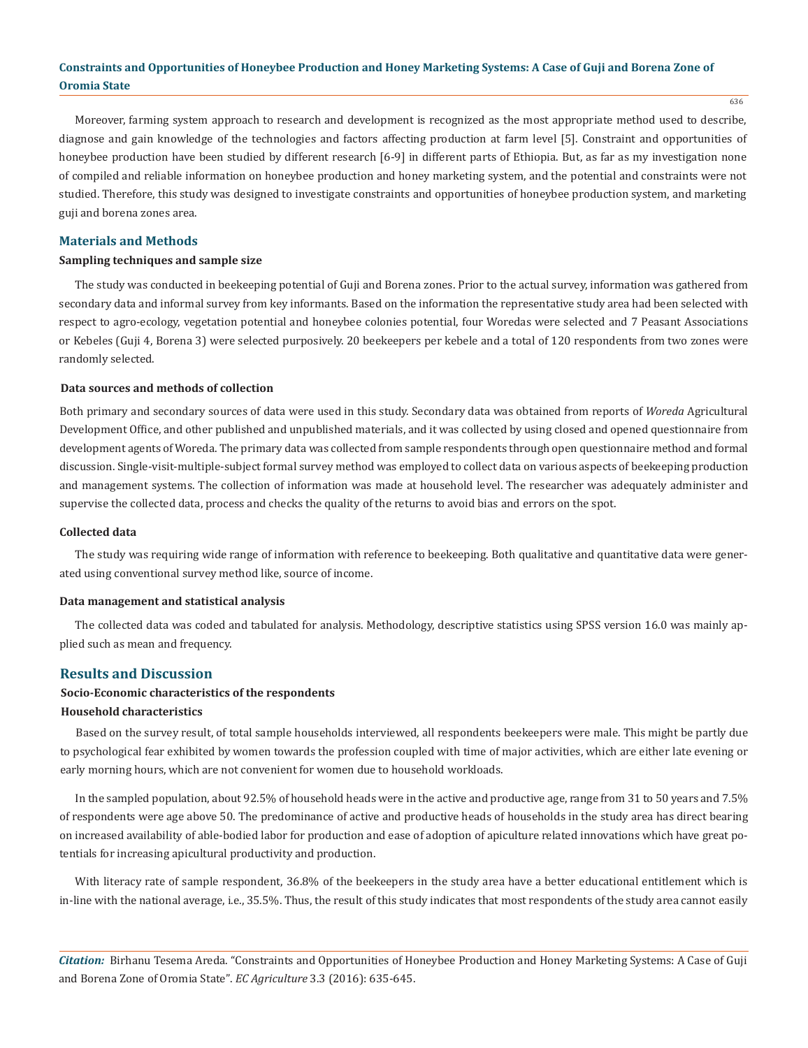Moreover, farming system approach to research and development is recognized as the most appropriate method used to describe, diagnose and gain knowledge of the technologies and factors affecting production at farm level [5]. Constraint and opportunities of honeybee production have been studied by different research [6-9] in different parts of Ethiopia. But, as far as my investigation none of compiled and reliable information on honeybee production and honey marketing system, and the potential and constraints were not studied. Therefore, this study was designed to investigate constraints and opportunities of honeybee production system, and marketing guji and borena zones area.

## Materials and Methods

### Sampling techniques and sample size

The study was conducted in beekeeping potential of Guji and Borena zones. Prior to the actual survey, information was gathered from secondary data and informal survey from key informants. Based on the information the representative study area had been selected with respect to agro-ecology, vegetation potential and honeybee colonies potential, four Woredas were selected and 7 Peasant Associations or Kebeles (Guji 4, Borena 3) were selected purposively. 20 beekeepers per kebele and a total of 120 respondents from two zones were randomly selected.

### Data sources and methods of collection

Both primary and secondary sources of data were used in this study. Secondary data was obtained from reports of *Woreda* Agricultural Development Office, and other published and unpublished materials, and it was collected by using closed and opened questionnaire from development agents of Woreda. The primary data was collected from sample respondents through open questionnaire method and formal discussion. Single-visit-multiple-subject formal survey method was employed to collect data on various aspects of beekeeping production and management systems. The collection of information was made at household level. The researcher was adequately administer and supervise the collected data, process and checks the quality of the returns to avoid bias and errors on the spot.

### Collected data

The study was requiring wide range of information with reference to beekeeping. Both qualitative and quantitative data were generated using conventional survey method like, source of income.

### Data management and statistical analysis

The collected data was coded and tabulated for analysis. Methodology, descriptive statistics using SPSS version 16.0 was mainly applied such as mean and frequency.

## Results and Discussion

### Socio-Economic characteristics of the respondents

### Household characteristics

Based on the survey result, of total sample households interviewed, all respondents beekeepers were male. This might be partly due to psychological fear exhibited by women towards the profession coupled with time of major activities, which are either late evening or early morning hours, which are not convenient for women due to household workloads.

In the sampled population, about 92.5% of household heads were in the active and productive age, range from 31 to 50 years and 7.5% of respondents were age above 50. The predominance of active and productive heads of households in the study area has direct bearing on increased availability of able-bodied labor for production and ease of adoption of apiculture related innovations which have great potentials for increasing apicultural productivity and production.

With literacy rate of sample respondent, 36.8% of the beekeepers in the study area have a better educational entitlement which is in-line with the national average, i.e., 35.5%. Thus, the result of this study indicates that most respondents of the study area cannot easily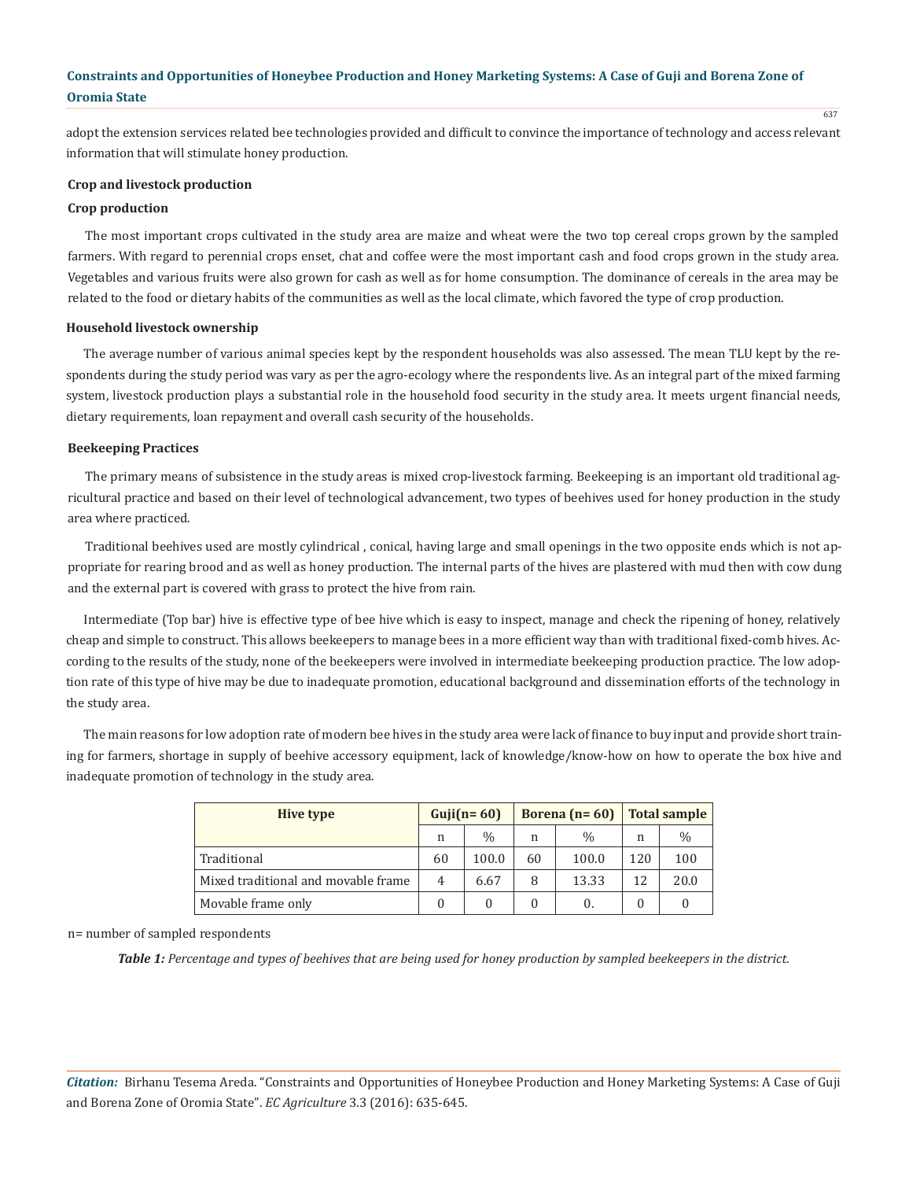adopt the extension services related bee technologies provided and difficult to convince the importance of technology and access relevant information that will stimulate honey production.

### Crop and livestock production

#### Crop production

The most important crops cultivated in the study area are maize and wheat were the two top cereal crops grown by the sampled farmers. With regard to perennial crops enset, chat and coffee were the most important cash and food crops grown in the study area. Vegetables and various fruits were also grown for cash as well as for home consumption. The dominance of cereals in the area may be related to the food or dietary habits of the communities as well as the local climate, which favored the type of crop production.

#### Household livestock ownership

The average number of various animal species kept by the respondent households was also assessed. The mean TLU kept by the respondents during the study period was vary as per the agro-ecology where the respondents live. As an integral part of the mixed farming system, livestock production plays a substantial role in the household food security in the study area. It meets urgent financial needs, dietary requirements, loan repayment and overall cash security of the households.

### Beekeeping Practices

The primary means of subsistence in the study areas is mixed crop-livestock farming. Beekeeping is an important old traditional agricultural practice and based on their level of technological advancement, two types of beehives used for honey production in the study area where practiced.

Traditional beehives used are mostly cylindrical , conical, having large and small openings in the two opposite ends which is not appropriate for rearing brood and as well as honey production. The internal parts of the hives are plastered with mud then with cow dung and the external part is covered with grass to protect the hive from rain.

Intermediate (Top bar) hive is effective type of bee hive which is easy to inspect, manage and check the ripening of honey, relatively cheap and simple to construct. This allows beekeepers to manage bees in a more efficient way than with traditional fixed-comb hives. According to the results of the study, none of the beekeepers were involved in intermediate beekeeping production practice. The low adoption rate of this type of hive may be due to inadequate promotion, educational background and dissemination efforts of the technology in the study area.

The main reasons for low adoption rate of modern bee hives in the study area were lack of finance to buy input and provide short training for farmers, shortage in supply of beehive accessory equipment, lack of knowledge/know-how on how to operate the box hive and inadequate promotion of technology in the study area.

| Hive type | Guji(n= 60) | | Borena (n= 60) | | Total sample | |
|---|---|---|---|---|---|---|
| | n | % | n | % | n | % |
| Traditional | 60 | 100.0 | 60 | 100.0 | 120 | 100 |
| Mixed traditional and movable frame | 4 | 6.67 | 8 | 13.33 | 12 | 20.0 |
| Movable frame only | 0 | 0 | 0 | 0. | 0 | 0 |

n= number of sampled respondents

***Table 1:** Percentage and types of beehives that are being used for honey production by sampled beekeepers in the district.*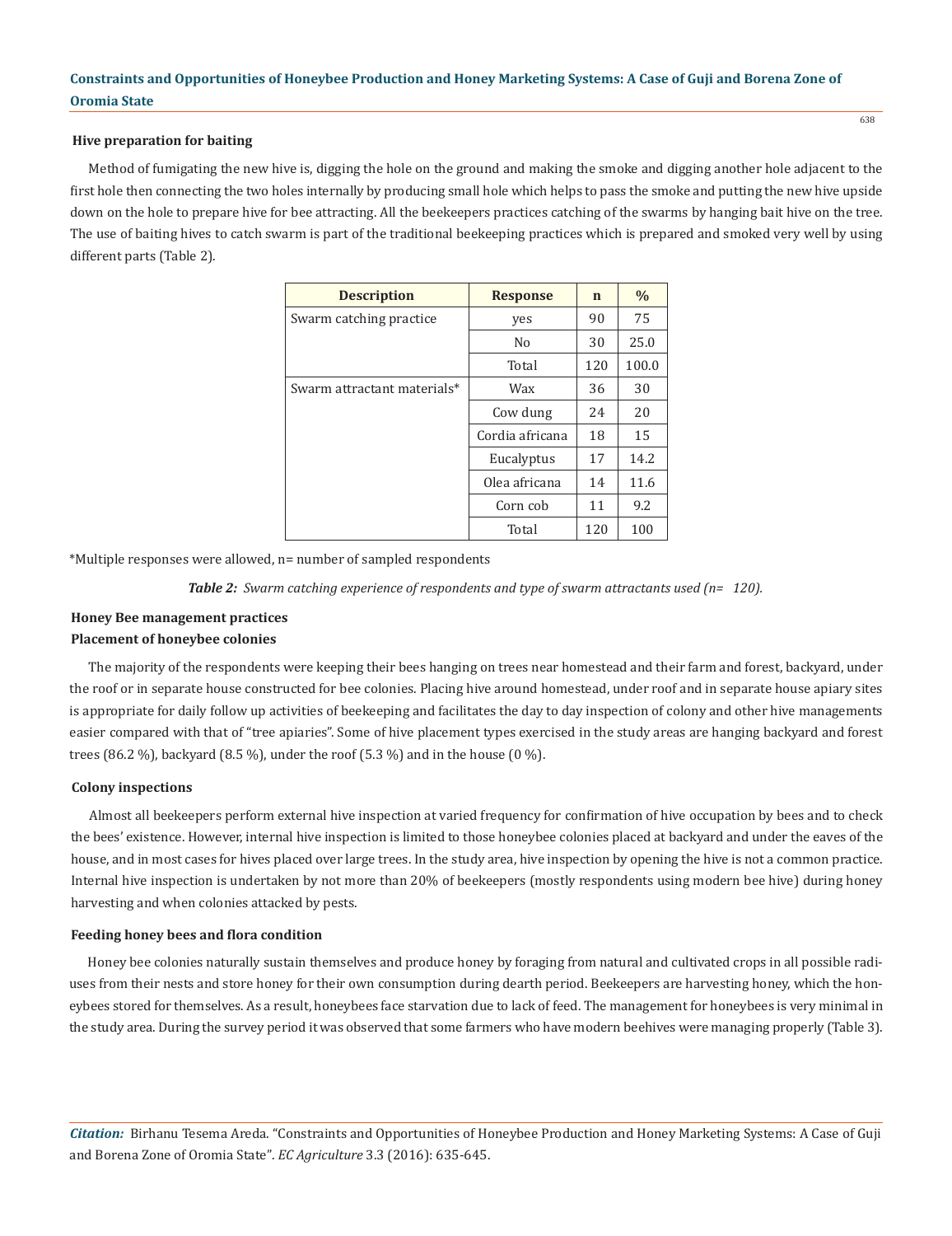### Hive preparation for baiting

Method of fumigating the new hive is, digging the hole on the ground and making the smoke and digging another hole adjacent to the first hole then connecting the two holes internally by producing small hole which helps to pass the smoke and putting the new hive upside down on the hole to prepare hive for bee attracting. All the beekeepers practices catching of the swarms by hanging bait hive on the tree. The use of baiting hives to catch swarm is part of the traditional beekeeping practices which is prepared and smoked very well by using different parts (Table 2).

| Description | Response | n | % |
|---|---|---|---|
| Swarm catching practice | yes | 90 | 75 |
| | No | 30 | 25.0 |
| | Total | 120 | 100.0 |
| Swarm attractant materials* | Wax | 36 | 30 |
| | Cow dung | 24 | 20 |
| | Cordia africana | 18 | 15 |
| | Eucalyptus | 17 | 14.2 |
| | Olea africana | 14 | 11.6 |
| | Corn cob | 11 | 9.2 |
| | Total | 120 | 100 |

*Multiple responses were allowed, n= number of sampled respondents

***Table 2:*** *Swarm catching experience of respondents and type of swarm attractants used (n= 120).*

### Honey Bee management practices

### Placement of honeybee colonies

The majority of the respondents were keeping their bees hanging on trees near homestead and their farm and forest, backyard, under the roof or in separate house constructed for bee colonies. Placing hive around homestead, under roof and in separate house apiary sites is appropriate for daily follow up activities of beekeeping and facilitates the day to day inspection of colony and other hive managements easier compared with that of "tree apiaries". Some of hive placement types exercised in the study areas are hanging backyard and forest trees (86.2 %), backyard (8.5 %), under the roof (5.3 %) and in the house (0 %).

### Colony inspections

Almost all beekeepers perform external hive inspection at varied frequency for confirmation of hive occupation by bees and to check the bees' existence. However, internal hive inspection is limited to those honeybee colonies placed at backyard and under the eaves of the house, and in most cases for hives placed over large trees. In the study area, hive inspection by opening the hive is not a common practice. Internal hive inspection is undertaken by not more than 20% of beekeepers (mostly respondents using modern bee hive) during honey harvesting and when colonies attacked by pests.

### Feeding honey bees and flora condition

Honey bee colonies naturally sustain themselves and produce honey by foraging from natural and cultivated crops in all possible radiuses from their nests and store honey for their own consumption during dearth period. Beekeepers are harvesting honey, which the honeybees stored for themselves. As a result, honeybees face starvation due to lack of feed. The management for honeybees is very minimal in the study area. During the survey period it was observed that some farmers who have modern beehives were managing properly (Table 3).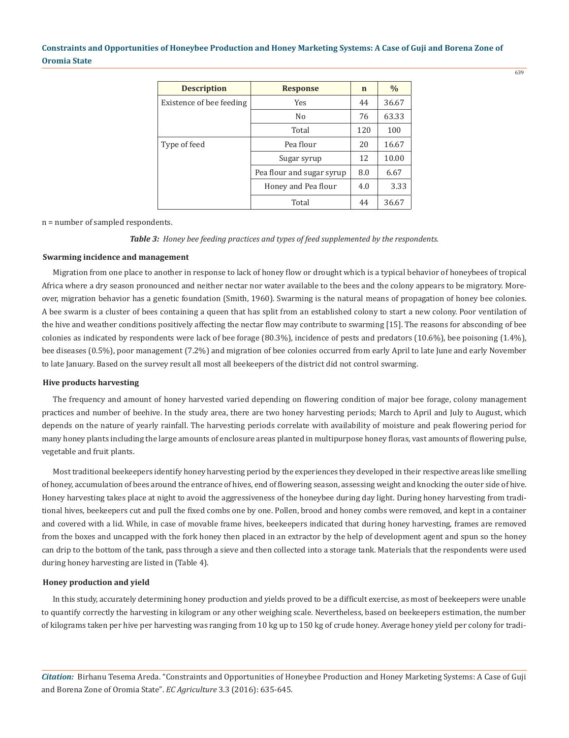| Description | Response | n | % |
|---|---|---|---|
| Existence of bee feeding | Yes | 44 | 36.67 |
| | No | 76 | 63.33 |
| | Total | 120 | 100 |
| Type of feed | Pea flour | 20 | 16.67 |
| | Sugar syrup | 12 | 10.00 |
| | Pea flour and sugar syrup | 8.0 | 6.67 |
| | Honey and Pea flour | 4.0 | 3.33 |
| | Total | 44 | 36.67 |

n = number of sampled respondents.

***Table 3:*** *Honey bee feeding practices and types of feed supplemented by the respondents.*

### Swarming incidence and management

Migration from one place to another in response to lack of honey flow or drought which is a typical behavior of honeybees of tropical Africa where a dry season pronounced and neither nectar nor water available to the bees and the colony appears to be migratory. Moreover, migration behavior has a genetic foundation (Smith, 1960). Swarming is the natural means of propagation of honey bee colonies. A bee swarm is a cluster of bees containing a queen that has split from an established colony to start a new colony. Poor ventilation of the hive and weather conditions positively affecting the nectar flow may contribute to swarming [15]. The reasons for absconding of bee colonies as indicated by respondents were lack of bee forage (80.3%), incidence of pests and predators (10.6%), bee poisoning (1.4%), bee diseases (0.5%), poor management (7.2%) and migration of bee colonies occurred from early April to late June and early November to late January. Based on the survey result all most all beekeepers of the district did not control swarming.

### Hive products harvesting

The frequency and amount of honey harvested varied depending on flowering condition of major bee forage, colony management practices and number of beehive. In the study area, there are two honey harvesting periods; March to April and July to August, which depends on the nature of yearly rainfall. The harvesting periods correlate with availability of moisture and peak flowering period for many honey plants including the large amounts of enclosure areas planted in multipurpose honey floras, vast amounts of flowering pulse, vegetable and fruit plants.

Most traditional beekeepers identify honey harvesting period by the experiences they developed in their respective areas like smelling of honey, accumulation of bees around the entrance of hives, end of flowering season, assessing weight and knocking the outer side of hive. Honey harvesting takes place at night to avoid the aggressiveness of the honeybee during day light. During honey harvesting from traditional hives, beekeepers cut and pull the fixed combs one by one. Pollen, brood and honey combs were removed, and kept in a container and covered with a lid. While, in case of movable frame hives, beekeepers indicated that during honey harvesting, frames are removed from the boxes and uncapped with the fork honey then placed in an extractor by the help of development agent and spun so the honey can drip to the bottom of the tank, pass through a sieve and then collected into a storage tank. Materials that the respondents were used during honey harvesting are listed in (Table 4).

### Honey production and yield

In this study, accurately determining honey production and yields proved to be a difficult exercise, as most of beekeepers were unable to quantify correctly the harvesting in kilogram or any other weighing scale. Nevertheless, based on beekeepers estimation, the number of kilograms taken per hive per harvesting was ranging from 10 kg up to 150 kg of crude honey. Average honey yield per colony for tradi-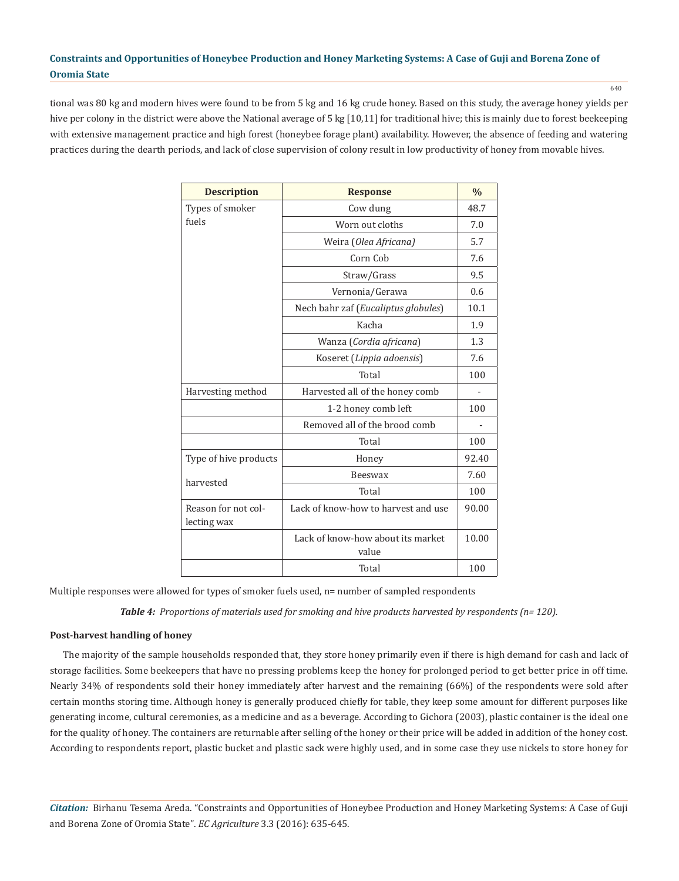tional was 80 kg and modern hives were found to be from 5 kg and 16 kg crude honey. Based on this study, the average honey yields per hive per colony in the district were above the National average of 5 kg [10,11] for traditional hive; this is mainly due to forest beekeeping with extensive management practice and high forest (honeybee forage plant) availability. However, the absence of feeding and watering practices during the dearth periods, and lack of close supervision of colony result in low productivity of honey from movable hives.

| Description | Response | % |
|---|---|---|
| Types of smoker fuels | Cow dung | 48.7 |
| | Worn out cloths | 7.0 |
| | Weira (*Olea Africana)* | 5.7 |
| | Corn Cob | 7.6 |
| | Straw/Grass | 9.5 |
| | Vernonia/Gerawa | 0.6 |
| | Nech bahr zaf (*Eucaliptus globules*) | 10.1 |
| | Kacha | 1.9 |
| | Wanza (*Cordia africana*) | 1.3 |
| | Koseret (*Lippia adoensis*) | 7.6 |
| | Total | 100 |
| Harvesting method | Harvested all of the honey comb | - |
| | 1-2 honey comb left | 100 |
| | Removed all of the brood comb | - |
| | Total | 100 |
| Type of hive products harvested | Honey | 92.40 |
| | Beeswax | 7.60 |
| | Total | 100 |
| Reason for not collecting wax | Lack of know-how to harvest and use | 90.00 |
| | Lack of know-how about its market value | 10.00 |
| | Total | 100 |

Multiple responses were allowed for types of smoker fuels used, n= number of sampled respondents

***Table 4:*** *Proportions of materials used for smoking and hive products harvested by respondents (n= 120).*

**Post-harvest handling of honey**

The majority of the sample households responded that, they store honey primarily even if there is high demand for cash and lack of storage facilities. Some beekeepers that have no pressing problems keep the honey for prolonged period to get better price in off time. Nearly 34% of respondents sold their honey immediately after harvest and the remaining (66%) of the respondents were sold after certain months storing time. Although honey is generally produced chiefly for table, they keep some amount for different purposes like generating income, cultural ceremonies, as a medicine and as a beverage. According to Gichora (2003), plastic container is the ideal one for the quality of honey. The containers are returnable after selling of the honey or their price will be added in addition of the honey cost. According to respondents report, plastic bucket and plastic sack were highly used, and in some case they use nickels to store honey for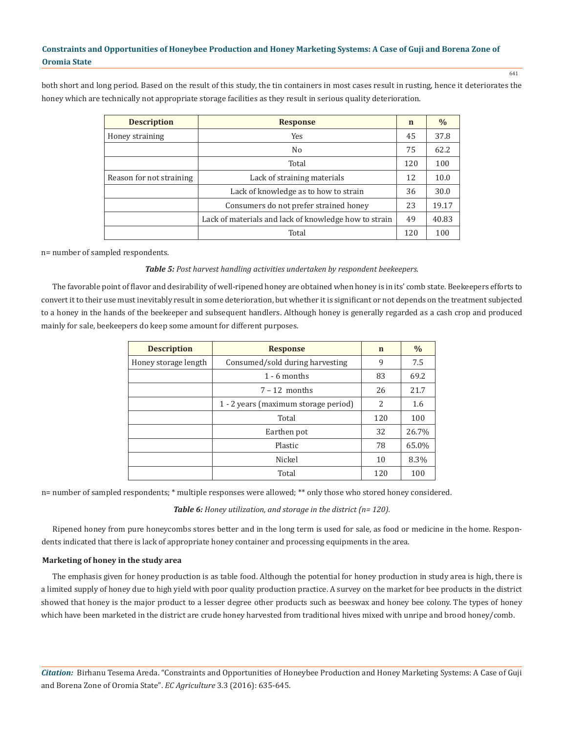both short and long period. Based on the result of this study, the tin containers in most cases result in rusting, hence it deteriorates the honey which are technically not appropriate storage facilities as they result in serious quality deterioration.

| Description | Response | n | % |
|---|---|---|---|
| Honey straining | Yes | 45 | 37.8 |
| | No | 75 | 62.2 |
| | Total | 120 | 100 |
| Reason for not straining | Lack of straining materials | 12 | 10.0 |
| | Lack of knowledge as to how to strain | 36 | 30.0 |
| | Consumers do not prefer strained honey | 23 | 19.17 |
| | Lack of materials and lack of knowledge how to strain | 49 | 40.83 |
| | Total | 120 | 100 |

n= number of sampled respondents.

***Table 5:*** *Post harvest handling activities undertaken by respondent beekeepers.*

The favorable point of flavor and desirability of well-ripened honey are obtained when honey is in its' comb state. Beekeepers efforts to convert it to their use must inevitably result in some deterioration, but whether it is significant or not depends on the treatment subjected to a honey in the hands of the beekeeper and subsequent handlers. Although honey is generally regarded as a cash crop and produced mainly for sale, beekeepers do keep some amount for different purposes.

| Description | Response | n | % |
|---|---|---|---|
| Honey storage length | Consumed/sold during harvesting | 9 | 7.5 |
| | 1 - 6 months | 83 | 69.2 |
| | 7 – 12 months | 26 | 21.7 |
| | 1 - 2 years (maximum storage period) | 2 | 1.6 |
| | Total | 120 | 100 |
| | Earthen pot | 32 | 26.7% |
| | Plastic | 78 | 65.0% |
| | Nickel | 10 | 8.3% |
| | Total | 120 | 100 |

n= number of sampled respondents; * multiple responses were allowed; ** only those who stored honey considered.

***Table 6:*** *Honey utilization, and storage in the district (n= 120).*

Ripened honey from pure honeycombs stores better and in the long term is used for sale, as food or medicine in the home. Respondents indicated that there is lack of appropriate honey container and processing equipments in the area.

### Marketing of honey in the study area

The emphasis given for honey production is as table food. Although the potential for honey production in study area is high, there is a limited supply of honey due to high yield with poor quality production practice. A survey on the market for bee products in the district showed that honey is the major product to a lesser degree other products such as beeswax and honey bee colony. The types of honey which have been marketed in the district are crude honey harvested from traditional hives mixed with unripe and brood honey/comb.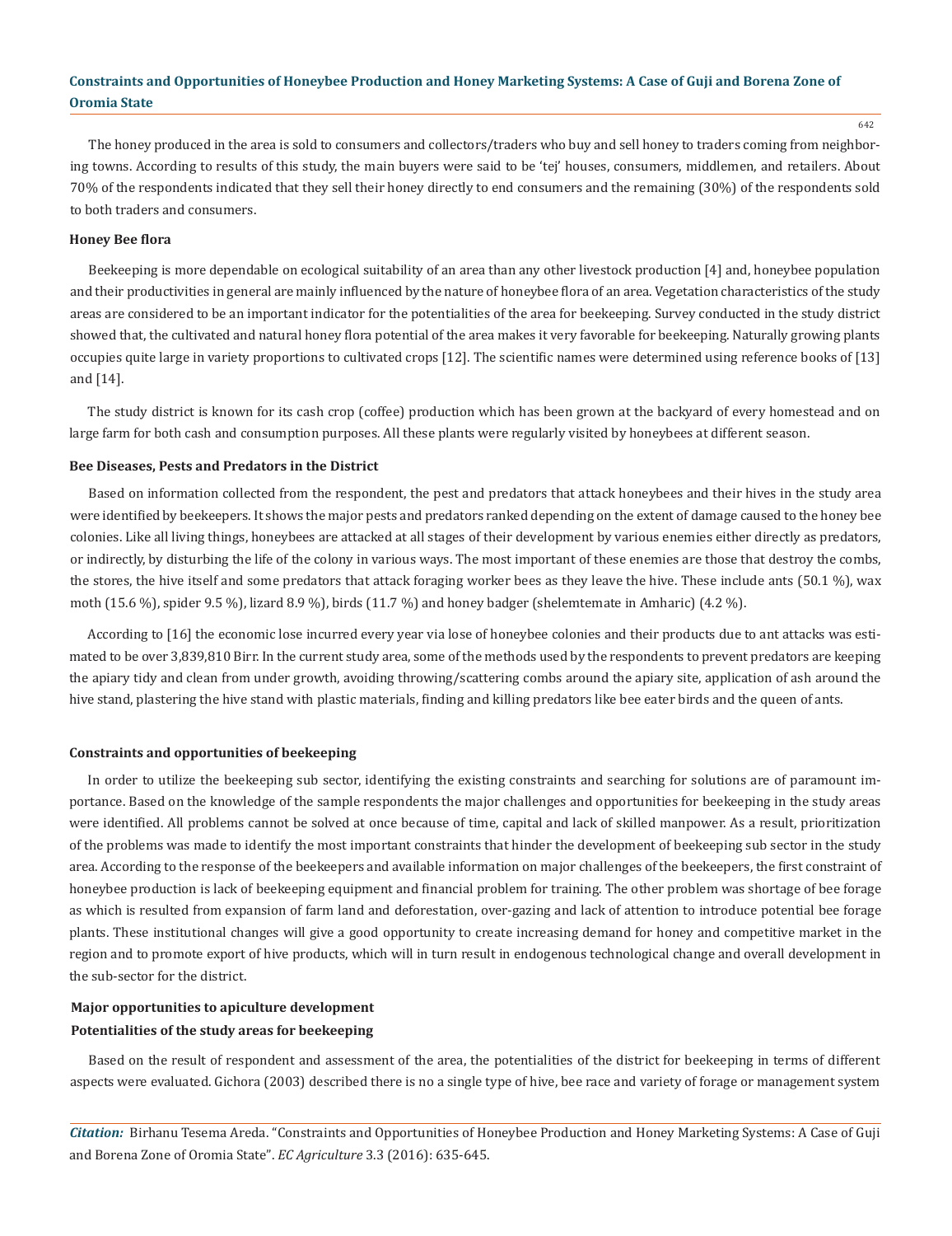The honey produced in the area is sold to consumers and collectors/traders who buy and sell honey to traders coming from neighboring towns. According to results of this study, the main buyers were said to be 'tej' houses, consumers, middlemen, and retailers. About 70% of the respondents indicated that they sell their honey directly to end consumers and the remaining (30%) of the respondents sold to both traders and consumers.

### Honey Bee flora

Beekeeping is more dependable on ecological suitability of an area than any other livestock production [4] and, honeybee population and their productivities in general are mainly influenced by the nature of honeybee flora of an area. Vegetation characteristics of the study areas are considered to be an important indicator for the potentialities of the area for beekeeping. Survey conducted in the study district showed that, the cultivated and natural honey flora potential of the area makes it very favorable for beekeeping. Naturally growing plants occupies quite large in variety proportions to cultivated crops [12]. The scientific names were determined using reference books of [13] and [14].

The study district is known for its cash crop (coffee) production which has been grown at the backyard of every homestead and on large farm for both cash and consumption purposes. All these plants were regularly visited by honeybees at different season.

### Bee Diseases, Pests and Predators in the District

Based on information collected from the respondent, the pest and predators that attack honeybees and their hives in the study area were identified by beekeepers. It shows the major pests and predators ranked depending on the extent of damage caused to the honey bee colonies. Like all living things, honeybees are attacked at all stages of their development by various enemies either directly as predators, or indirectly, by disturbing the life of the colony in various ways. The most important of these enemies are those that destroy the combs, the stores, the hive itself and some predators that attack foraging worker bees as they leave the hive. These include ants (50.1 %), wax moth (15.6 %), spider 9.5 %), lizard 8.9 %), birds (11.7 %) and honey badger (shelemtemate in Amharic) (4.2 %).

According to [16] the economic lose incurred every year via lose of honeybee colonies and their products due to ant attacks was estimated to be over 3,839,810 Birr. In the current study area, some of the methods used by the respondents to prevent predators are keeping the apiary tidy and clean from under growth, avoiding throwing/scattering combs around the apiary site, application of ash around the hive stand, plastering the hive stand with plastic materials, finding and killing predators like bee eater birds and the queen of ants.

### Constraints and opportunities of beekeeping

In order to utilize the beekeeping sub sector, identifying the existing constraints and searching for solutions are of paramount importance. Based on the knowledge of the sample respondents the major challenges and opportunities for beekeeping in the study areas were identified. All problems cannot be solved at once because of time, capital and lack of skilled manpower. As a result, prioritization of the problems was made to identify the most important constraints that hinder the development of beekeeping sub sector in the study area. According to the response of the beekeepers and available information on major challenges of the beekeepers, the first constraint of honeybee production is lack of beekeeping equipment and financial problem for training. The other problem was shortage of bee forage as which is resulted from expansion of farm land and deforestation, over-gazing and lack of attention to introduce potential bee forage plants. These institutional changes will give a good opportunity to create increasing demand for honey and competitive market in the region and to promote export of hive products, which will in turn result in endogenous technological change and overall development in the sub-sector for the district.

### Major opportunities to apiculture development

#### Potentialities of the study areas for beekeeping

Based on the result of respondent and assessment of the area, the potentialities of the district for beekeeping in terms of different aspects were evaluated. Gichora (2003) described there is no a single type of hive, bee race and variety of forage or management system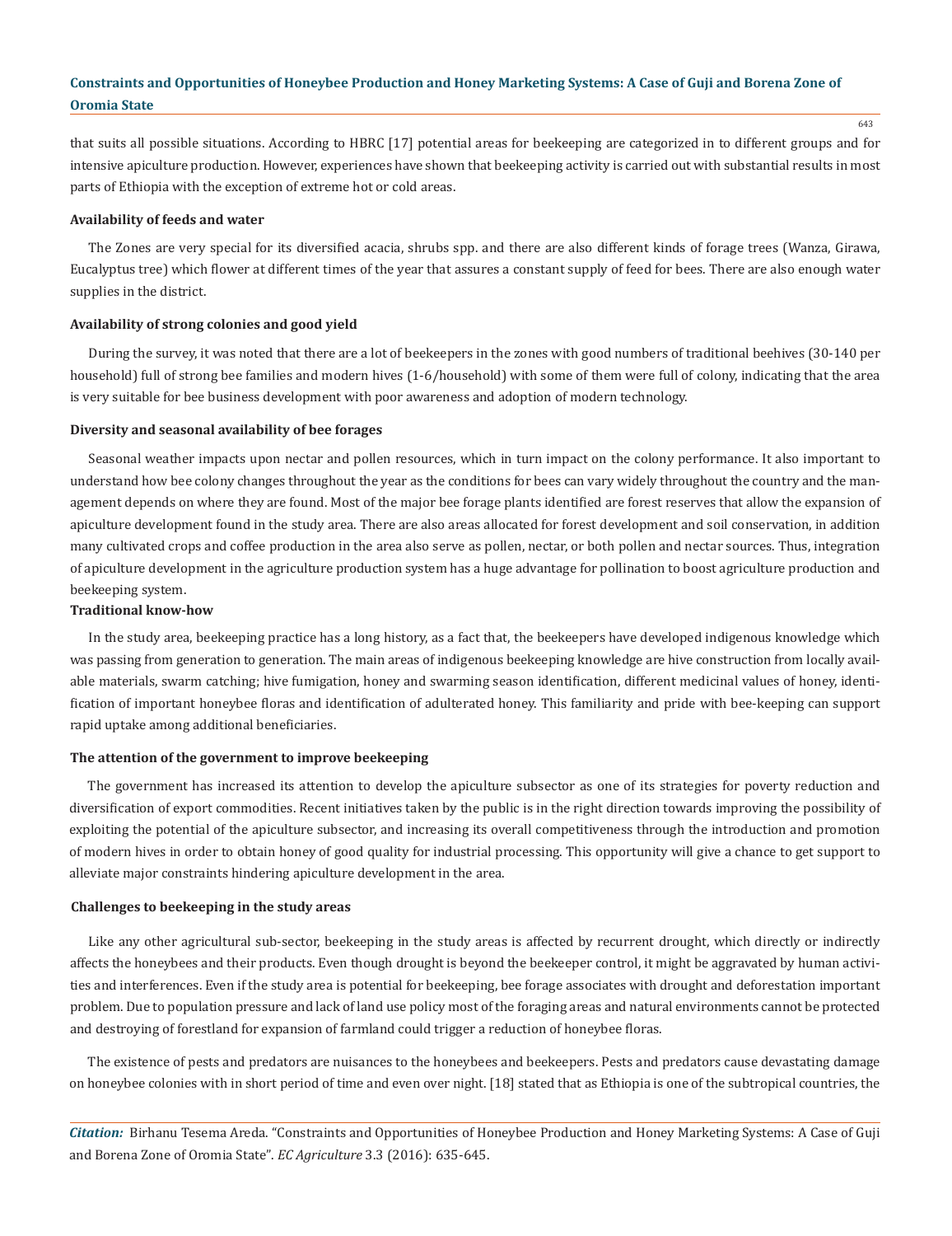that suits all possible situations. According to HBRC [17] potential areas for beekeeping are categorized in to different groups and for intensive apiculture production. However, experiences have shown that beekeeping activity is carried out with substantial results in most parts of Ethiopia with the exception of extreme hot or cold areas.

#### Availability of feeds and water

The Zones are very special for its diversified acacia, shrubs spp. and there are also different kinds of forage trees (Wanza, Girawa, Eucalyptus tree) which flower at different times of the year that assures a constant supply of feed for bees. There are also enough water supplies in the district.

#### Availability of strong colonies and good yield

During the survey, it was noted that there are a lot of beekeepers in the zones with good numbers of traditional beehives (30-140 per household) full of strong bee families and modern hives (1-6/household) with some of them were full of colony, indicating that the area is very suitable for bee business development with poor awareness and adoption of modern technology.

#### Diversity and seasonal availability of bee forages

Seasonal weather impacts upon nectar and pollen resources, which in turn impact on the colony performance. It also important to understand how bee colony changes throughout the year as the conditions for bees can vary widely throughout the country and the management depends on where they are found. Most of the major bee forage plants identified are forest reserves that allow the expansion of apiculture development found in the study area. There are also areas allocated for forest development and soil conservation, in addition many cultivated crops and coffee production in the area also serve as pollen, nectar, or both pollen and nectar sources. Thus, integration of apiculture development in the agriculture production system has a huge advantage for pollination to boost agriculture production and beekeeping system.

#### Traditional know-how

In the study area, beekeeping practice has a long history, as a fact that, the beekeepers have developed indigenous knowledge which was passing from generation to generation. The main areas of indigenous beekeeping knowledge are hive construction from locally available materials, swarm catching; hive fumigation, honey and swarming season identification, different medicinal values of honey, identification of important honeybee floras and identification of adulterated honey. This familiarity and pride with bee-keeping can support rapid uptake among additional beneficiaries.

#### The attention of the government to improve beekeeping

The government has increased its attention to develop the apiculture subsector as one of its strategies for poverty reduction and diversification of export commodities. Recent initiatives taken by the public is in the right direction towards improving the possibility of exploiting the potential of the apiculture subsector, and increasing its overall competitiveness through the introduction and promotion of modern hives in order to obtain honey of good quality for industrial processing. This opportunity will give a chance to get support to alleviate major constraints hindering apiculture development in the area.

#### Challenges to beekeeping in the study areas

Like any other agricultural sub-sector, beekeeping in the study areas is affected by recurrent drought, which directly or indirectly affects the honeybees and their products. Even though drought is beyond the beekeeper control, it might be aggravated by human activities and interferences. Even if the study area is potential for beekeeping, bee forage associates with drought and deforestation important problem. Due to population pressure and lack of land use policy most of the foraging areas and natural environments cannot be protected and destroying of forestland for expansion of farmland could trigger a reduction of honeybee floras.

The existence of pests and predators are nuisances to the honeybees and beekeepers. Pests and predators cause devastating damage on honeybee colonies with in short period of time and even over night. [18] stated that as Ethiopia is one of the subtropical countries, the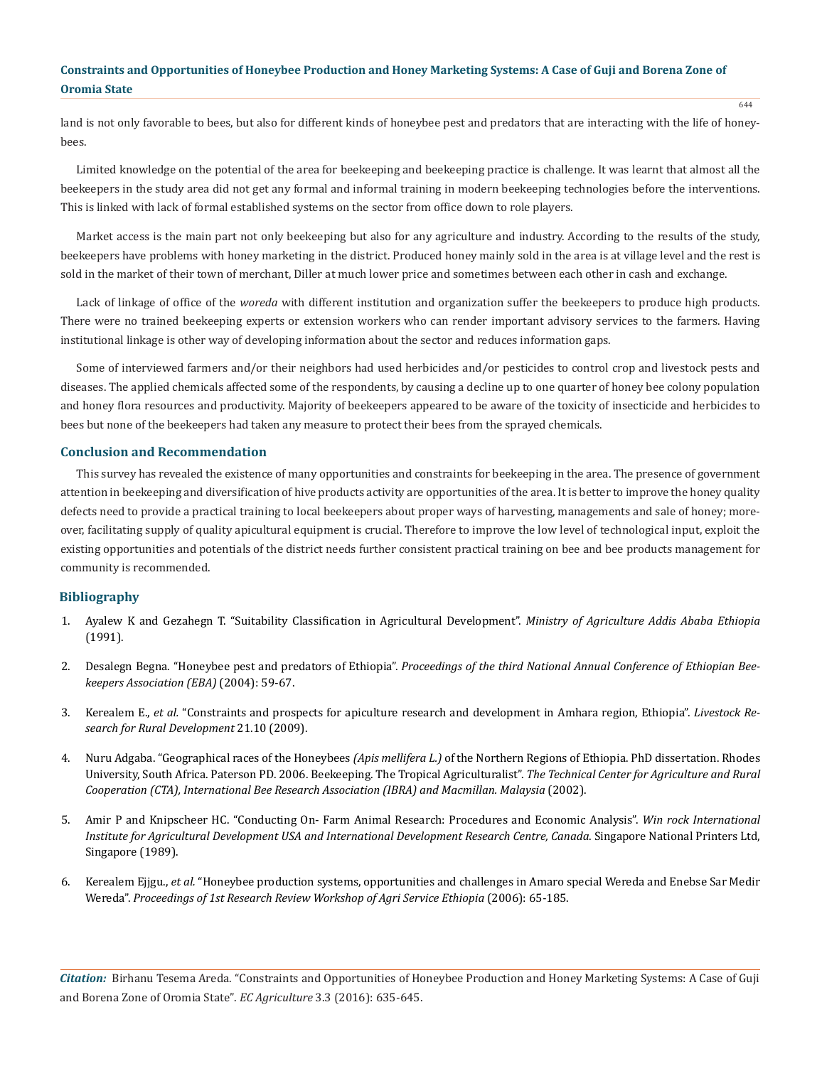land is not only favorable to bees, but also for different kinds of honeybee pest and predators that are interacting with the life of honeybees.

Limited knowledge on the potential of the area for beekeeping and beekeeping practice is challenge. It was learnt that almost all the beekeepers in the study area did not get any formal and informal training in modern beekeeping technologies before the interventions. This is linked with lack of formal established systems on the sector from office down to role players.

Market access is the main part not only beekeeping but also for any agriculture and industry. According to the results of the study, beekeepers have problems with honey marketing in the district. Produced honey mainly sold in the area is at village level and the rest is sold in the market of their town of merchant, Diller at much lower price and sometimes between each other in cash and exchange.

Lack of linkage of office of the *woreda* with different institution and organization suffer the beekeepers to produce high products. There were no trained beekeeping experts or extension workers who can render important advisory services to the farmers. Having institutional linkage is other way of developing information about the sector and reduces information gaps.

Some of interviewed farmers and/or their neighbors had used herbicides and/or pesticides to control crop and livestock pests and diseases. The applied chemicals affected some of the respondents, by causing a decline up to one quarter of honey bee colony population and honey flora resources and productivity. Majority of beekeepers appeared to be aware of the toxicity of insecticide and herbicides to bees but none of the beekeepers had taken any measure to protect their bees from the sprayed chemicals.

## Conclusion and Recommendation

This survey has revealed the existence of many opportunities and constraints for beekeeping in the area. The presence of government attention in beekeeping and diversification of hive products activity are opportunities of the area. It is better to improve the honey quality defects need to provide a practical training to local beekeepers about proper ways of harvesting, managements and sale of honey; moreover, facilitating supply of quality apicultural equipment is crucial. Therefore to improve the low level of technological input, exploit the existing opportunities and potentials of the district needs further consistent practical training on bee and bee products management for community is recommended.

## Bibliography

1. Ayalew K and Gezahegn T. "Suitability Classification in Agricultural Development". *Ministry of Agriculture Addis Ababa Ethiopia* (1991).
2. Desalegn Begna. "Honeybee pest and predators of Ethiopia". *Proceedings of the third National Annual Conference of Ethiopian Beekeepers Association (EBA)* (2004): 59-67.
3. Kerealem E., *et al.* "Constraints and prospects for apiculture research and development in Amhara region, Ethiopia". *Livestock Research for Rural Development* 21.10 (2009).
4. Nuru Adgaba. "Geographical races of the Honeybees *(Apis mellifera L.)* of the Northern Regions of Ethiopia. PhD dissertation. Rhodes University, South Africa. Paterson PD. 2006. Beekeeping. The Tropical Agriculturalist". *The Technical Center for Agriculture and Rural Cooperation (CTA), International Bee Research Association (IBRA) and Macmillan. Malaysia* (2002).
5. Amir P and Knipscheer HC. "Conducting On- Farm Animal Research: Procedures and Economic Analysis". *Win rock International Institute for Agricultural Development USA and International Development Research Centre, Canada*. Singapore National Printers Ltd, Singapore (1989).
6. Kerealem Ejjgu., *et al.* "Honeybee production systems, opportunities and challenges in Amaro special Wereda and Enebse Sar Medir Wereda". *Proceedings of 1st Research Review Workshop of Agri Service Ethiopia* (2006): 65-185.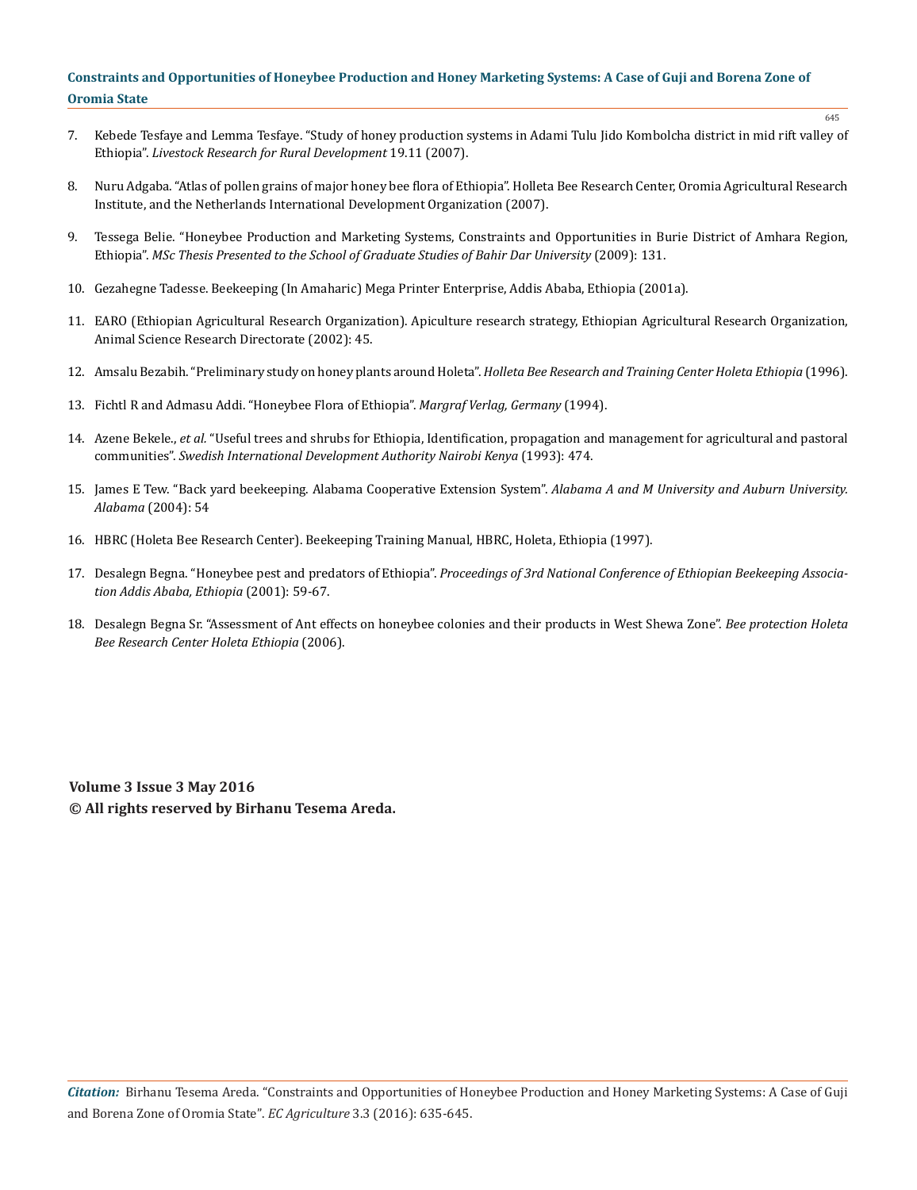7. Kebede Tesfaye and Lemma Tesfaye. "Study of honey production systems in Adami Tulu Jido Kombolcha district in mid rift valley of Ethiopia". *Livestock Research for Rural Development* 19.11 (2007).

8. Nuru Adgaba. "Atlas of pollen grains of major honey bee flora of Ethiopia". Holleta Bee Research Center, Oromia Agricultural Research Institute, and the Netherlands International Development Organization (2007).

9. Tessega Belie. "Honeybee Production and Marketing Systems, Constraints and Opportunities in Burie District of Amhara Region, Ethiopia". *MSc Thesis Presented to the School of Graduate Studies of Bahir Dar University* (2009): 131.

10. Gezahegne Tadesse. Beekeeping (In Amaharic) Mega Printer Enterprise, Addis Ababa, Ethiopia (2001a).

11. EARO (Ethiopian Agricultural Research Organization). Apiculture research strategy, Ethiopian Agricultural Research Organization, Animal Science Research Directorate (2002): 45.

12. Amsalu Bezabih. "Preliminary study on honey plants around Holeta". *Holleta Bee Research and Training Center Holeta Ethiopia* (1996).

13. Fichtl R and Admasu Addi. "Honeybee Flora of Ethiopia". *Margraf Verlag, Germany* (1994).

14. Azene Bekele., *et al.* "Useful trees and shrubs for Ethiopia, Identification, propagation and management for agricultural and pastoral communities". *Swedish International Development Authority Nairobi Kenya* (1993): 474.

15. James E Tew. "Back yard beekeeping. Alabama Cooperative Extension System". *Alabama A and M University and Auburn University. Alabama* (2004): 54

16. HBRC (Holeta Bee Research Center). Beekeeping Training Manual, HBRC, Holeta, Ethiopia (1997).

17. Desalegn Begna. "Honeybee pest and predators of Ethiopia". *Proceedings of 3rd National Conference of Ethiopian Beekeeping Association Addis Ababa, Ethiopia* (2001): 59-67.

18. Desalegn Begna Sr. "Assessment of Ant effects on honeybee colonies and their products in West Shewa Zone". *Bee protection Holeta Bee Research Center Holeta Ethiopia* (2006).

**Volume 3 Issue 3 May 2016**
**© All rights reserved by Birhanu Tesema Areda.**